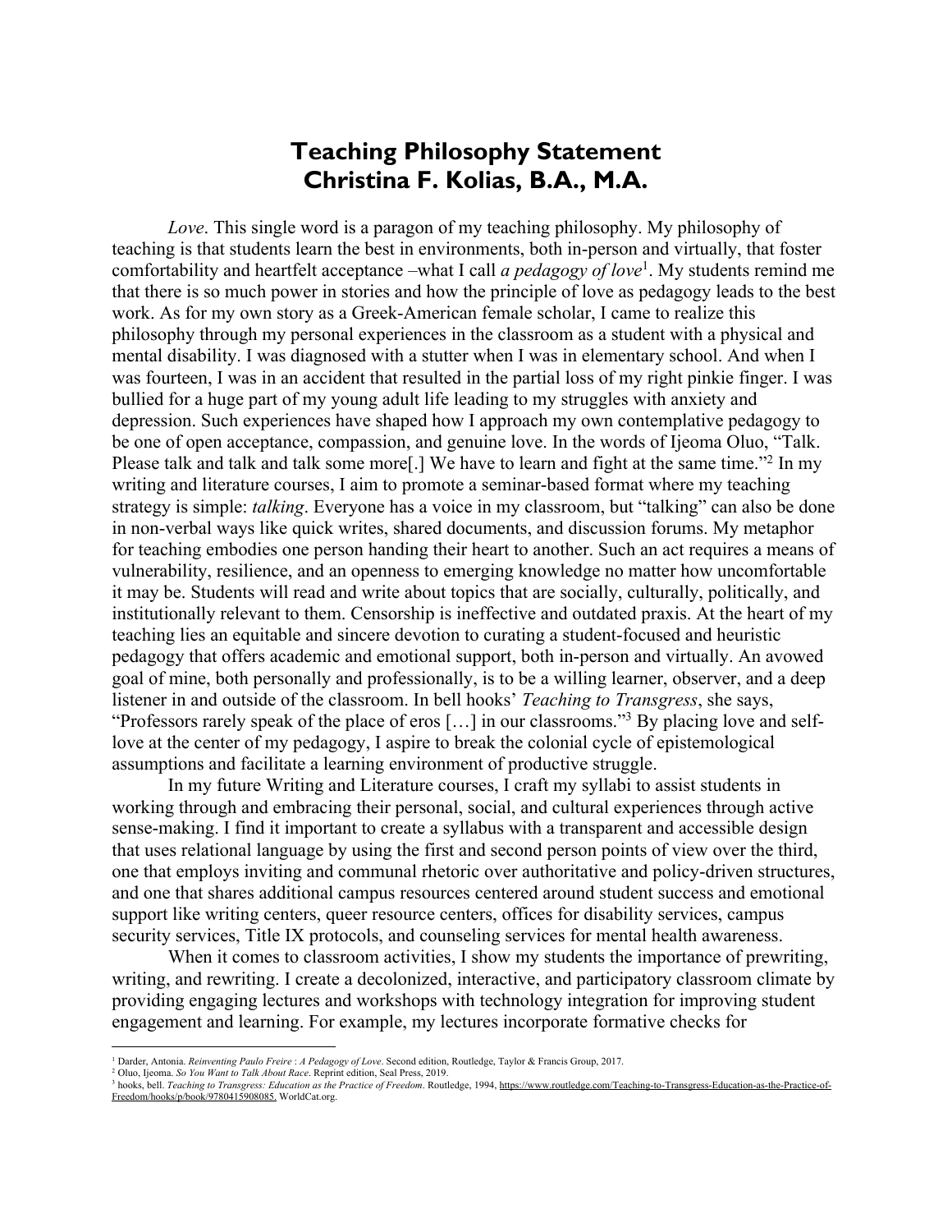# Teaching Philosophy Statement
# Christina F. Kolias, B.A., M.A.

*Love*. This single word is a paragon of my teaching philosophy. My philosophy of teaching is that students learn the best in environments, both in-person and virtually, that foster comfortability and heartfelt acceptance –what I call *a pedagogy of love*[1]. My students remind me that there is so much power in stories and how the principle of love as pedagogy leads to the best work. As for my own story as a Greek-American female scholar, I came to realize this philosophy through my personal experiences in the classroom as a student with a physical and mental disability. I was diagnosed with a stutter when I was in elementary school. And when I was fourteen, I was in an accident that resulted in the partial loss of my right pinkie finger. I was bullied for a huge part of my young adult life leading to my struggles with anxiety and depression. Such experiences have shaped how I approach my own contemplative pedagogy to be one of open acceptance, compassion, and genuine love. In the words of Ijeoma Oluo, "Talk. Please talk and talk and talk some more[.] We have to learn and fight at the same time."[2] In my writing and literature courses, I aim to promote a seminar-based format where my teaching strategy is simple: *talking*. Everyone has a voice in my classroom, but "talking" can also be done in non-verbal ways like quick writes, shared documents, and discussion forums. My metaphor for teaching embodies one person handing their heart to another. Such an act requires a means of vulnerability, resilience, and an openness to emerging knowledge no matter how uncomfortable it may be. Students will read and write about topics that are socially, culturally, politically, and institutionally relevant to them. Censorship is ineffective and outdated praxis. At the heart of my teaching lies an equitable and sincere devotion to curating a student-focused and heuristic pedagogy that offers academic and emotional support, both in-person and virtually. An avowed goal of mine, both personally and professionally, is to be a willing learner, observer, and a deep listener in and outside of the classroom. In bell hooks' *Teaching to Transgress*, she says, "Professors rarely speak of the place of eros […] in our classrooms."[3] By placing love and self-love at the center of my pedagogy, I aspire to break the colonial cycle of epistemological assumptions and facilitate a learning environment of productive struggle.

In my future Writing and Literature courses, I craft my syllabi to assist students in working through and embracing their personal, social, and cultural experiences through active sense-making. I find it important to create a syllabus with a transparent and accessible design that uses relational language by using the first and second person points of view over the third, one that employs inviting and communal rhetoric over authoritative and policy-driven structures, and one that shares additional campus resources centered around student success and emotional support like writing centers, queer resource centers, offices for disability services, campus security services, Title IX protocols, and counseling services for mental health awareness.

When it comes to classroom activities, I show my students the importance of prewriting, writing, and rewriting. I create a decolonized, interactive, and participatory classroom climate by providing engaging lectures and workshops with technology integration for improving student engagement and learning. For example, my lectures incorporate formative checks for

---

[1] Darder, Antonia. *Reinventing Paulo Freire : A Pedagogy of Love*. Second edition, Routledge, Taylor & Francis Group, 2017.

[2] Oluo, Ijeoma. *So You Want to Talk About Race*. Reprint edition, Seal Press, 2019.

[3] hooks, bell. *Teaching to Transgress: Education as the Practice of Freedom*. Routledge, 1994, https://www.routledge.com/Teaching-to-Transgress-Education-as-the-Practice-of-Freedom/hooks/p/book/9780415908085. WorldCat.org.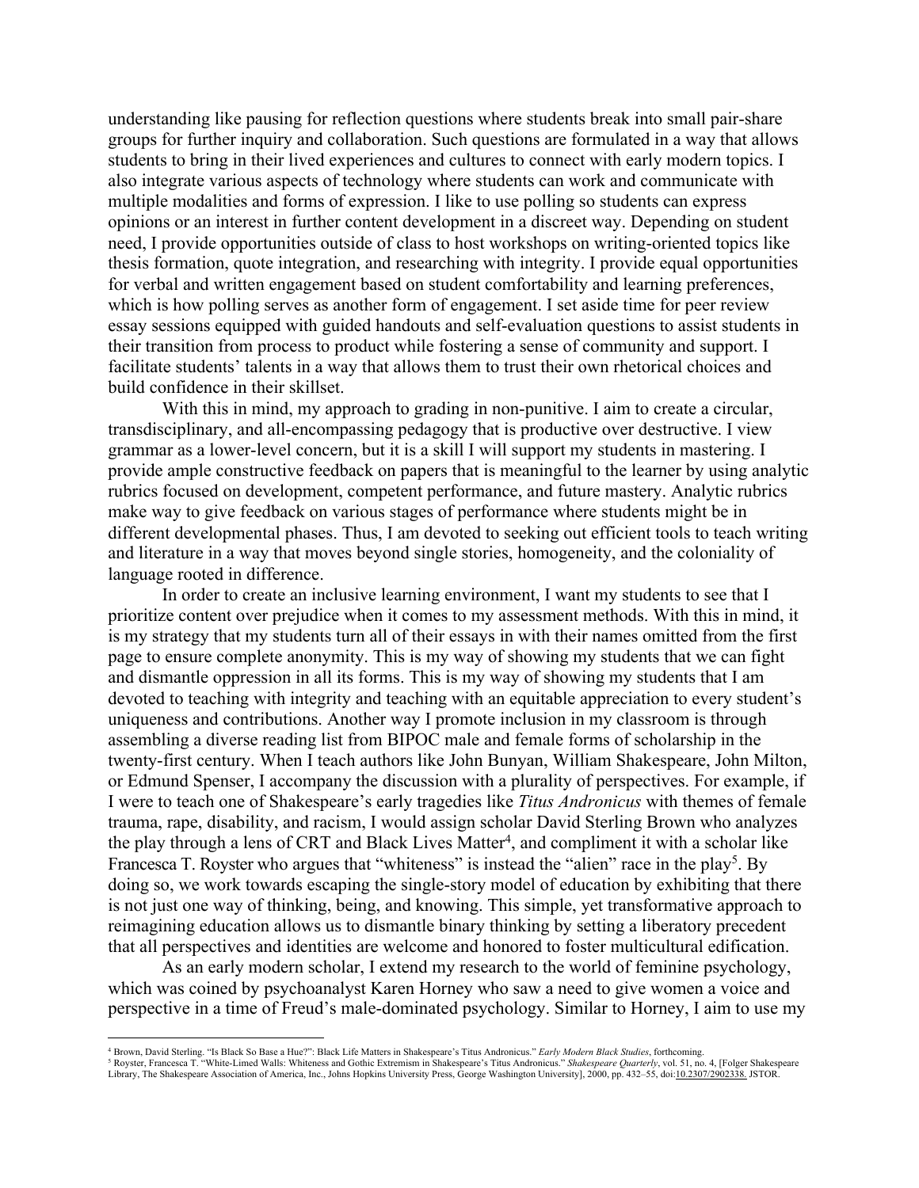understanding like pausing for reflection questions where students break into small pair-share groups for further inquiry and collaboration. Such questions are formulated in a way that allows students to bring in their lived experiences and cultures to connect with early modern topics. I also integrate various aspects of technology where students can work and communicate with multiple modalities and forms of expression. I like to use polling so students can express opinions or an interest in further content development in a discreet way. Depending on student need, I provide opportunities outside of class to host workshops on writing-oriented topics like thesis formation, quote integration, and researching with integrity. I provide equal opportunities for verbal and written engagement based on student comfortability and learning preferences, which is how polling serves as another form of engagement. I set aside time for peer review essay sessions equipped with guided handouts and self-evaluation questions to assist students in their transition from process to product while fostering a sense of community and support. I facilitate students' talents in a way that allows them to trust their own rhetorical choices and build confidence in their skillset.

With this in mind, my approach to grading in non-punitive. I aim to create a circular, transdisciplinary, and all-encompassing pedagogy that is productive over destructive. I view grammar as a lower-level concern, but it is a skill I will support my students in mastering. I provide ample constructive feedback on papers that is meaningful to the learner by using analytic rubrics focused on development, competent performance, and future mastery. Analytic rubrics make way to give feedback on various stages of performance where students might be in different developmental phases. Thus, I am devoted to seeking out efficient tools to teach writing and literature in a way that moves beyond single stories, homogeneity, and the coloniality of language rooted in difference.

In order to create an inclusive learning environment, I want my students to see that I prioritize content over prejudice when it comes to my assessment methods. With this in mind, it is my strategy that my students turn all of their essays in with their names omitted from the first page to ensure complete anonymity. This is my way of showing my students that we can fight and dismantle oppression in all its forms. This is my way of showing my students that I am devoted to teaching with integrity and teaching with an equitable appreciation to every student's uniqueness and contributions. Another way I promote inclusion in my classroom is through assembling a diverse reading list from BIPOC male and female forms of scholarship in the twenty-first century. When I teach authors like John Bunyan, William Shakespeare, John Milton, or Edmund Spenser, I accompany the discussion with a plurality of perspectives. For example, if I were to teach one of Shakespeare's early tragedies like *Titus Andronicus* with themes of female trauma, rape, disability, and racism, I would assign scholar David Sterling Brown who analyzes the play through a lens of CRT and Black Lives Matter[4], and compliment it with a scholar like Francesca T. Royster who argues that "whiteness" is instead the "alien" race in the play[5]. By doing so, we work towards escaping the single-story model of education by exhibiting that there is not just one way of thinking, being, and knowing. This simple, yet transformative approach to reimagining education allows us to dismantle binary thinking by setting a liberatory precedent that all perspectives and identities are welcome and honored to foster multicultural edification.

As an early modern scholar, I extend my research to the world of feminine psychology, which was coined by psychoanalyst Karen Horney who saw a need to give women a voice and perspective in a time of Freud's male-dominated psychology. Similar to Horney, I aim to use my

---

[4] Brown, David Sterling. "Is Black So Base a Hue?": Black Life Matters in Shakespeare's Titus Andronicus." *Early Modern Black Studies*, forthcoming.

[5] Royster, Francesca T. "White-Limed Walls: Whiteness and Gothic Extremism in Shakespeare's Titus Andronicus." *Shakespeare Quarterly*, vol. 51, no. 4, [Folger Shakespeare Library, The Shakespeare Association of America, Inc., Johns Hopkins University Press, George Washington University], 2000, pp. 432–55, doi:10.2307/2902338. JSTOR.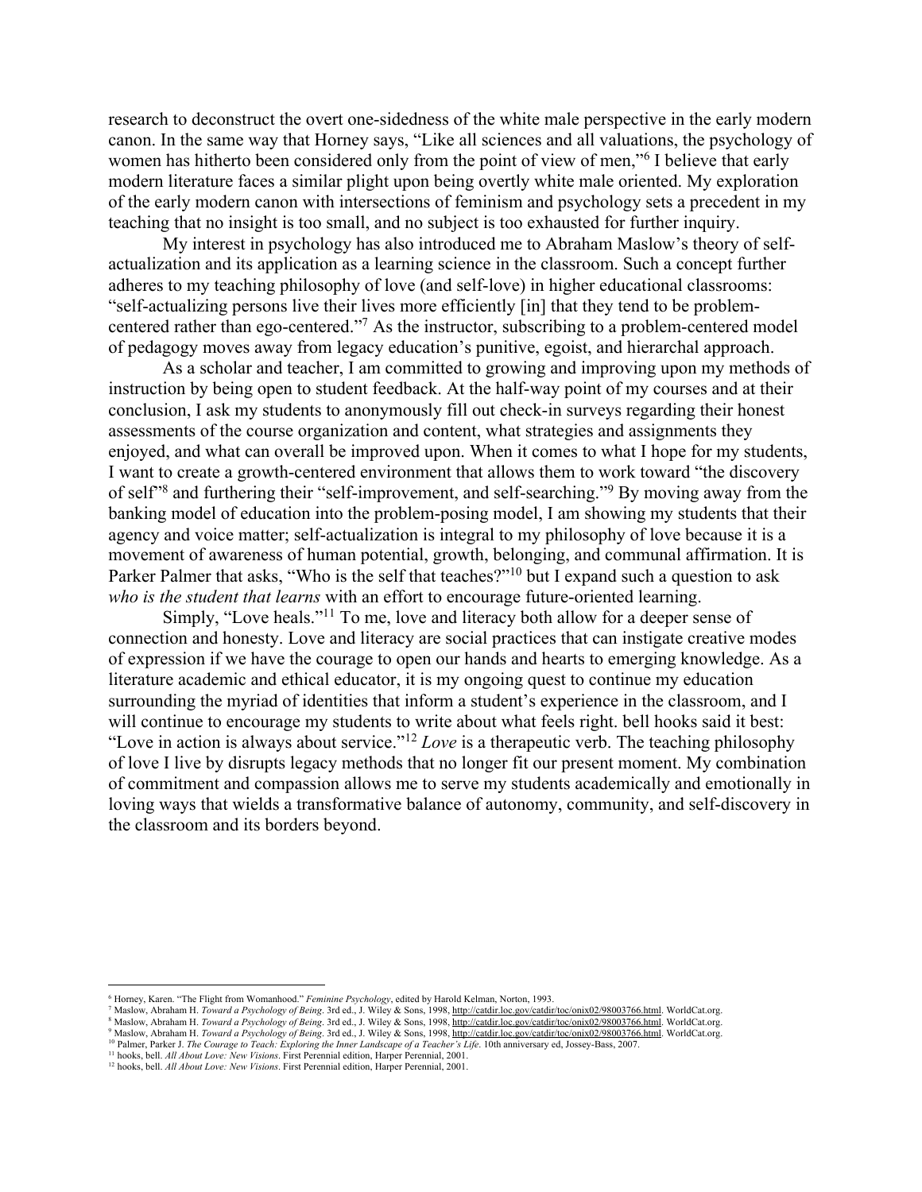research to deconstruct the overt one-sidedness of the white male perspective in the early modern canon. In the same way that Horney says, "Like all sciences and all valuations, the psychology of women has hitherto been considered only from the point of view of men,"[6] I believe that early modern literature faces a similar plight upon being overtly white male oriented. My exploration of the early modern canon with intersections of feminism and psychology sets a precedent in my teaching that no insight is too small, and no subject is too exhausted for further inquiry.

My interest in psychology has also introduced me to Abraham Maslow's theory of self-actualization and its application as a learning science in the classroom. Such a concept further adheres to my teaching philosophy of love (and self-love) in higher educational classrooms: "self-actualizing persons live their lives more efficiently [in] that they tend to be problem-centered rather than ego-centered."[7] As the instructor, subscribing to a problem-centered model of pedagogy moves away from legacy education's punitive, egoist, and hierarchal approach.

As a scholar and teacher, I am committed to growing and improving upon my methods of instruction by being open to student feedback. At the half-way point of my courses and at their conclusion, I ask my students to anonymously fill out check-in surveys regarding their honest assessments of the course organization and content, what strategies and assignments they enjoyed, and what can overall be improved upon. When it comes to what I hope for my students, I want to create a growth-centered environment that allows them to work toward "the discovery of self"[8] and furthering their "self-improvement, and self-searching."[9] By moving away from the banking model of education into the problem-posing model, I am showing my students that their agency and voice matter; self-actualization is integral to my philosophy of love because it is a movement of awareness of human potential, growth, belonging, and communal affirmation. It is Parker Palmer that asks, "Who is the self that teaches?"[10] but I expand such a question to ask *who is the student that learns* with an effort to encourage future-oriented learning.

Simply, "Love heals."[11] To me, love and literacy both allow for a deeper sense of connection and honesty. Love and literacy are social practices that can instigate creative modes of expression if we have the courage to open our hands and hearts to emerging knowledge. As a literature academic and ethical educator, it is my ongoing quest to continue my education surrounding the myriad of identities that inform a student's experience in the classroom, and I will continue to encourage my students to write about what feels right. bell hooks said it best: "Love in action is always about service."[12] *Love* is a therapeutic verb. The teaching philosophy of love I live by disrupts legacy methods that no longer fit our present moment. My combination of commitment and compassion allows me to serve my students academically and emotionally in loving ways that wields a transformative balance of autonomy, community, and self-discovery in the classroom and its borders beyond.

---

[6] Horney, Karen. "The Flight from Womanhood." *Feminine Psychology*, edited by Harold Kelman, Norton, 1993.

[7] Maslow, Abraham H. *Toward a Psychology of Being*. 3rd ed., J. Wiley & Sons, 1998, http://catdir.loc.gov/catdir/toc/onix02/98003766.html. WorldCat.org.

[8] Maslow, Abraham H. *Toward a Psychology of Being*. 3rd ed., J. Wiley & Sons, 1998, http://catdir.loc.gov/catdir/toc/onix02/98003766.html. WorldCat.org.

[9] Maslow, Abraham H. *Toward a Psychology of Being*. 3rd ed., J. Wiley & Sons, 1998, http://catdir.loc.gov/catdir/toc/onix02/98003766.html. WorldCat.org.

[10] Palmer, Parker J. *The Courage to Teach: Exploring the Inner Landscape of a Teacher's Life*. 10th anniversary ed, Jossey-Bass, 2007.

[11] hooks, bell. *All About Love: New Visions*. First Perennial edition, Harper Perennial, 2001.

[12] hooks, bell. *All About Love: New Visions*. First Perennial edition, Harper Perennial, 2001.